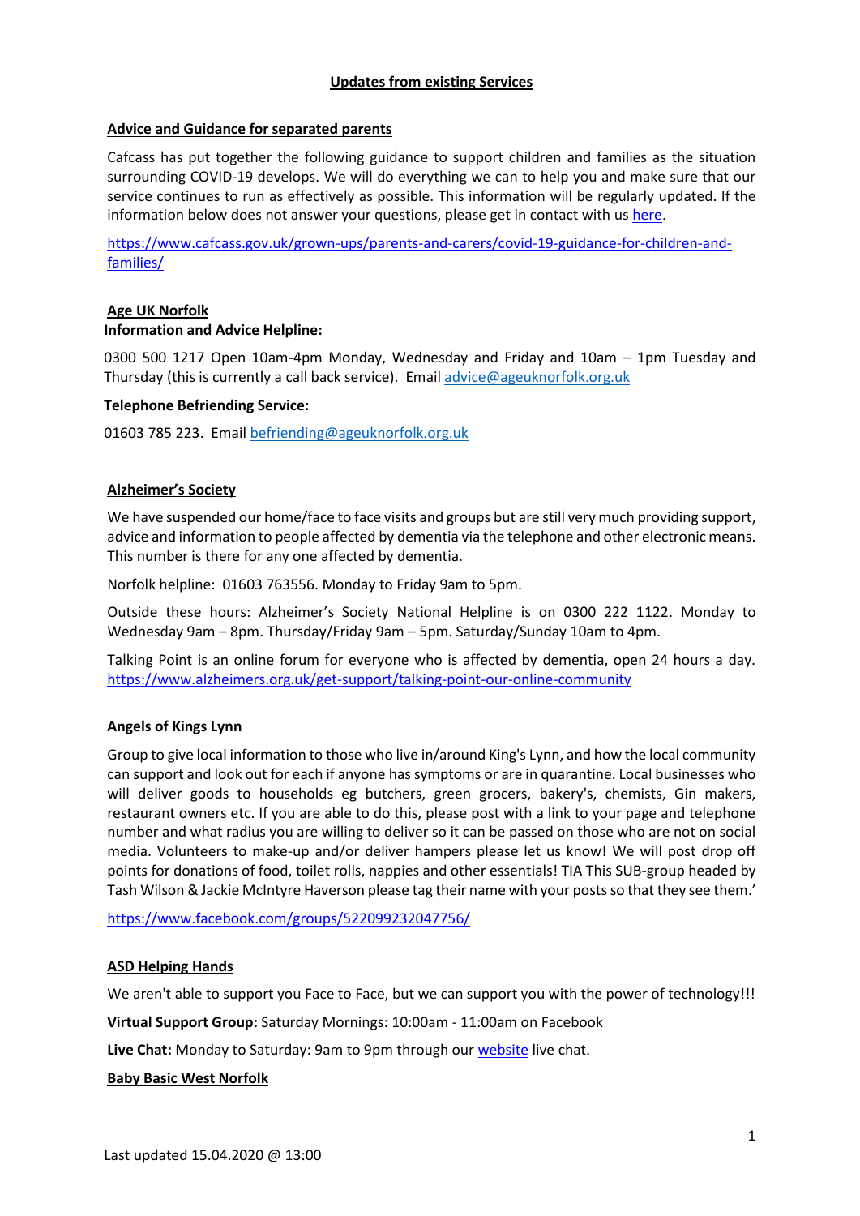# Updates from existing Services

## Advice and Guidance for separated parents

Cafcass has put together the following guidance to support children and families as the situation surrounding COVID-19 develops. We will do everything we can to help you and make sure that our service continues to run as effectively as possible. This information will be regularly updated. If the information below does not answer your questions, please get in contact with us [here](here).

https://www.cafcass.gov.uk/grown-ups/parents-and-carers/covid-19-guidance-for-children-and-families/

## Age UK Norfolk

**Information and Advice Helpline:**

0300 500 1217 Open 10am-4pm Monday, Wednesday and Friday and 10am – 1pm Tuesday and Thursday (this is currently a call back service). Email advice@ageuknorfolk.org.uk

**Telephone Befriending Service:**

01603 785 223. Email befriending@ageuknorfolk.org.uk

## Alzheimer's Society

We have suspended our home/face to face visits and groups but are still very much providing support, advice and information to people affected by dementia via the telephone and other electronic means. This number is there for any one affected by dementia.

Norfolk helpline: 01603 763556. Monday to Friday 9am to 5pm.

Outside these hours: Alzheimer's Society National Helpline is on 0300 222 1122. Monday to Wednesday 9am – 8pm. Thursday/Friday 9am – 5pm. Saturday/Sunday 10am to 4pm.

Talking Point is an online forum for everyone who is affected by dementia, open 24 hours a day. https://www.alzheimers.org.uk/get-support/talking-point-our-online-community

## Angels of Kings Lynn

Group to give local information to those who live in/around King's Lynn, and how the local community can support and look out for each if anyone has symptoms or are in quarantine. Local businesses who will deliver goods to households eg butchers, green grocers, bakery's, chemists, Gin makers, restaurant owners etc. If you are able to do this, please post with a link to your page and telephone number and what radius you are willing to deliver so it can be passed on those who are not on social media. Volunteers to make-up and/or deliver hampers please let us know! We will post drop off points for donations of food, toilet rolls, nappies and other essentials! TIA This SUB-group headed by Tash Wilson & Jackie McIntyre Haverson please tag their name with your posts so that they see them.'

https://www.facebook.com/groups/522099232047756/

## ASD Helping Hands

We aren't able to support you Face to Face, but we can support you with the power of technology!!!

**Virtual Support Group:** Saturday Mornings: 10:00am - 11:00am on Facebook

**Live Chat:** Monday to Saturday: 9am to 9pm through our website live chat.

## Baby Basic West Norfolk

Last updated 15.04.2020 @ 13:00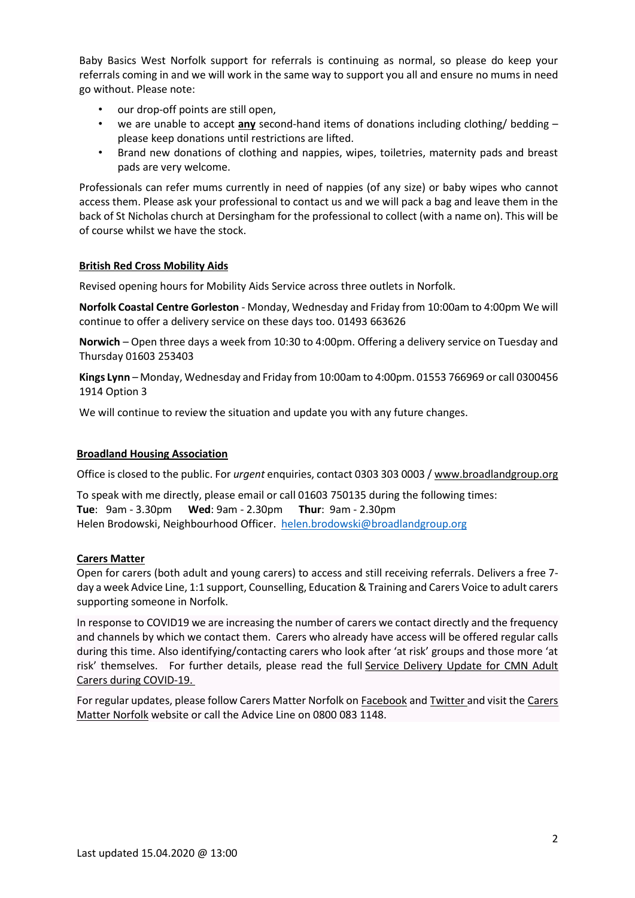Baby Basics West Norfolk support for referrals is continuing as normal, so please do keep your referrals coming in and we will work in the same way to support you all and ensure no mums in need go without. Please note:

- our drop-off points are still open,
- we are unable to accept **any** second-hand items of donations including clothing/ bedding – please keep donations until restrictions are lifted.
- Brand new donations of clothing and nappies, wipes, toiletries, maternity pads and breast pads are very welcome.

Professionals can refer mums currently in need of nappies (of any size) or baby wipes who cannot access them. Please ask your professional to contact us and we will pack a bag and leave them in the back of St Nicholas church at Dersingham for the professional to collect (with a name on). This will be of course whilst we have the stock.

## British Red Cross Mobility Aids

Revised opening hours for Mobility Aids Service across three outlets in Norfolk.

**Norfolk Coastal Centre Gorleston** - Monday, Wednesday and Friday from 10:00am to 4:00pm We will continue to offer a delivery service on these days too. 01493 663626

**Norwich** – Open three days a week from 10:30 to 4:00pm. Offering a delivery service on Tuesday and Thursday 01603 253403

**Kings Lynn** – Monday, Wednesday and Friday from 10:00am to 4:00pm. 01553 766969 or call 0300456 1914 Option 3

We will continue to review the situation and update you with any future changes.

## Broadland Housing Association

Office is closed to the public. For *urgent* enquiries, contact 0303 303 0003 / www.broadlandgroup.org

To speak with me directly, please email or call 01603 750135 during the following times:
**Tue**: 9am - 3.30pm **Wed**: 9am - 2.30pm **Thur**: 9am - 2.30pm
Helen Brodowski, Neighbourhood Officer. helen.brodowski@broadlandgroup.org

## Carers Matter

Open for carers (both adult and young carers) to access and still receiving referrals. Delivers a free 7-day a week Advice Line, 1:1 support, Counselling, Education & Training and Carers Voice to adult carers supporting someone in Norfolk.

In response to COVID19 we are increasing the number of carers we contact directly and the frequency and channels by which we contact them. Carers who already have access will be offered regular calls during this time. Also identifying/contacting carers who look after 'at risk' groups and those more 'at risk' themselves. For further details, please read the full Service Delivery Update for CMN Adult Carers during COVID-19.

For regular updates, please follow Carers Matter Norfolk on Facebook and Twitter and visit the Carers Matter Norfolk website or call the Advice Line on 0800 083 1148.

Last updated 15.04.2020 @ 13:00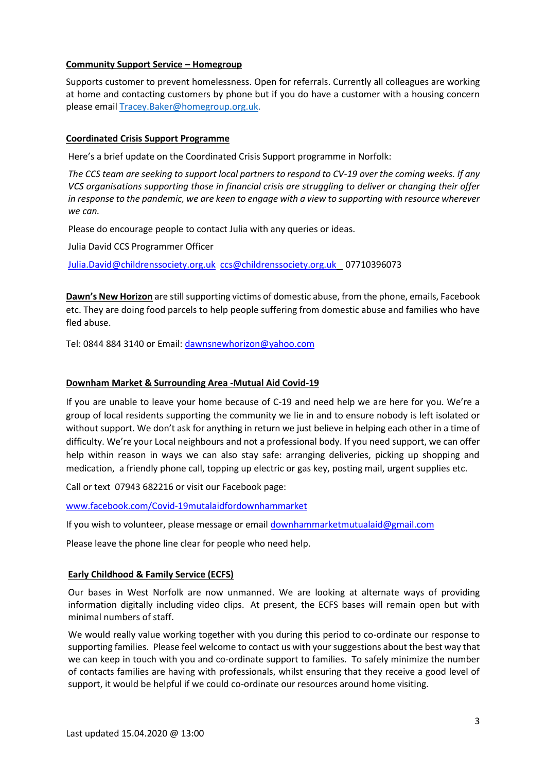**Community Support Service – Homegroup**

Supports customer to prevent homelessness. Open for referrals. Currently all colleagues are working at home and contacting customers by phone but if you do have a customer with a housing concern please email Tracey.Baker@homegroup.org.uk.

**Coordinated Crisis Support Programme**

Here's a brief update on the Coordinated Crisis Support programme in Norfolk:

*The CCS team are seeking to support local partners to respond to CV-19 over the coming weeks. If any VCS organisations supporting those in financial crisis are struggling to deliver or changing their offer in response to the pandemic, we are keen to engage with a view to supporting with resource wherever we can.*

Please do encourage people to contact Julia with any queries or ideas.

Julia David CCS Programmer Officer

Julia.David@childrenssociety.org.uk ccs@childrenssociety.org.uk 07710396073

**Dawn's New Horizon** are still supporting victims of domestic abuse, from the phone, emails, Facebook etc. They are doing food parcels to help people suffering from domestic abuse and families who have fled abuse.

Tel: 0844 884 3140 or Email: dawnsnewhorizon@yahoo.com

**Downham Market & Surrounding Area -Mutual Aid Covid-19**

If you are unable to leave your home because of C-19 and need help we are here for you. We're a group of local residents supporting the community we lie in and to ensure nobody is left isolated or without support. We don't ask for anything in return we just believe in helping each other in a time of difficulty. We're your Local neighbours and not a professional body. If you need support, we can offer help within reason in ways we can also stay safe: arranging deliveries, picking up shopping and medication, a friendly phone call, topping up electric or gas key, posting mail, urgent supplies etc.

Call or text 07943 682216 or visit our Facebook page:

www.facebook.com/Covid-19mutalaidfordownhammarket

If you wish to volunteer, please message or email downhammarketmutualaid@gmail.com

Please leave the phone line clear for people who need help.

**Early Childhood & Family Service (ECFS)**

Our bases in West Norfolk are now unmanned. We are looking at alternate ways of providing information digitally including video clips. At present, the ECFS bases will remain open but with minimal numbers of staff.

We would really value working together with you during this period to co-ordinate our response to supporting families. Please feel welcome to contact us with your suggestions about the best way that we can keep in touch with you and co-ordinate support to families. To safely minimize the number of contacts families are having with professionals, whilst ensuring that they receive a good level of support, it would be helpful if we could co-ordinate our resources around home visiting.

Last updated 15.04.2020 @ 13:00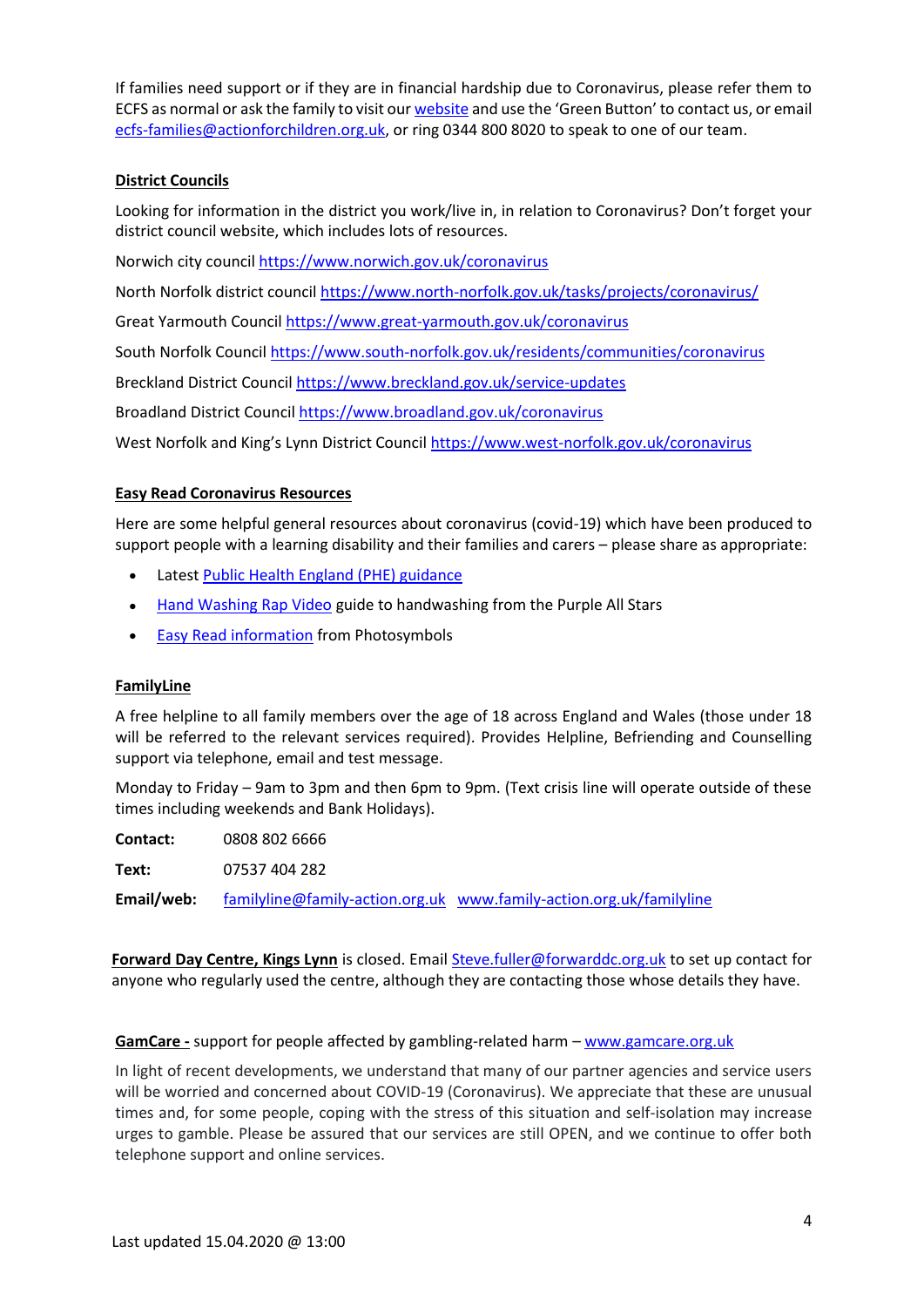If families need support or if they are in financial hardship due to Coronavirus, please refer them to ECFS as normal or ask the family to visit our website and use the 'Green Button' to contact us, or email ecfs-families@actionforchildren.org.uk, or ring 0344 800 8020 to speak to one of our team.

**District Councils**

Looking for information in the district you work/live in, in relation to Coronavirus? Don't forget your district council website, which includes lots of resources.

Norwich city council https://www.norwich.gov.uk/coronavirus

North Norfolk district council https://www.north-norfolk.gov.uk/tasks/projects/coronavirus/

Great Yarmouth Council https://www.great-yarmouth.gov.uk/coronavirus

South Norfolk Council https://www.south-norfolk.gov.uk/residents/communities/coronavirus

Breckland District Council https://www.breckland.gov.uk/service-updates

Broadland District Council https://www.broadland.gov.uk/coronavirus

West Norfolk and King's Lynn District Council https://www.west-norfolk.gov.uk/coronavirus

**Easy Read Coronavirus Resources**

Here are some helpful general resources about coronavirus (covid-19) which have been produced to support people with a learning disability and their families and carers – please share as appropriate:

- Latest Public Health England (PHE) guidance
- Hand Washing Rap Video guide to handwashing from the Purple All Stars
- Easy Read information from Photosymbols

**FamilyLine**

A free helpline to all family members over the age of 18 across England and Wales (those under 18 will be referred to the relevant services required). Provides Helpline, Befriending and Counselling support via telephone, email and test message.

Monday to Friday – 9am to 3pm and then 6pm to 9pm. (Text crisis line will operate outside of these times including weekends and Bank Holidays).

**Contact:** 0808 802 6666

**Text:** 07537 404 282

**Email/web:** familyline@family-action.org.uk www.family-action.org.uk/familyline

**Forward Day Centre, Kings Lynn** is closed. Email Steve.fuller@forwarddc.org.uk to set up contact for anyone who regularly used the centre, although they are contacting those whose details they have.

**GamCare -** support for people affected by gambling-related harm – www.gamcare.org.uk

In light of recent developments, we understand that many of our partner agencies and service users will be worried and concerned about COVID-19 (Coronavirus). We appreciate that these are unusual times and, for some people, coping with the stress of this situation and self-isolation may increase urges to gamble. Please be assured that our services are still OPEN, and we continue to offer both telephone support and online services.

Last updated 15.04.2020 @ 13:00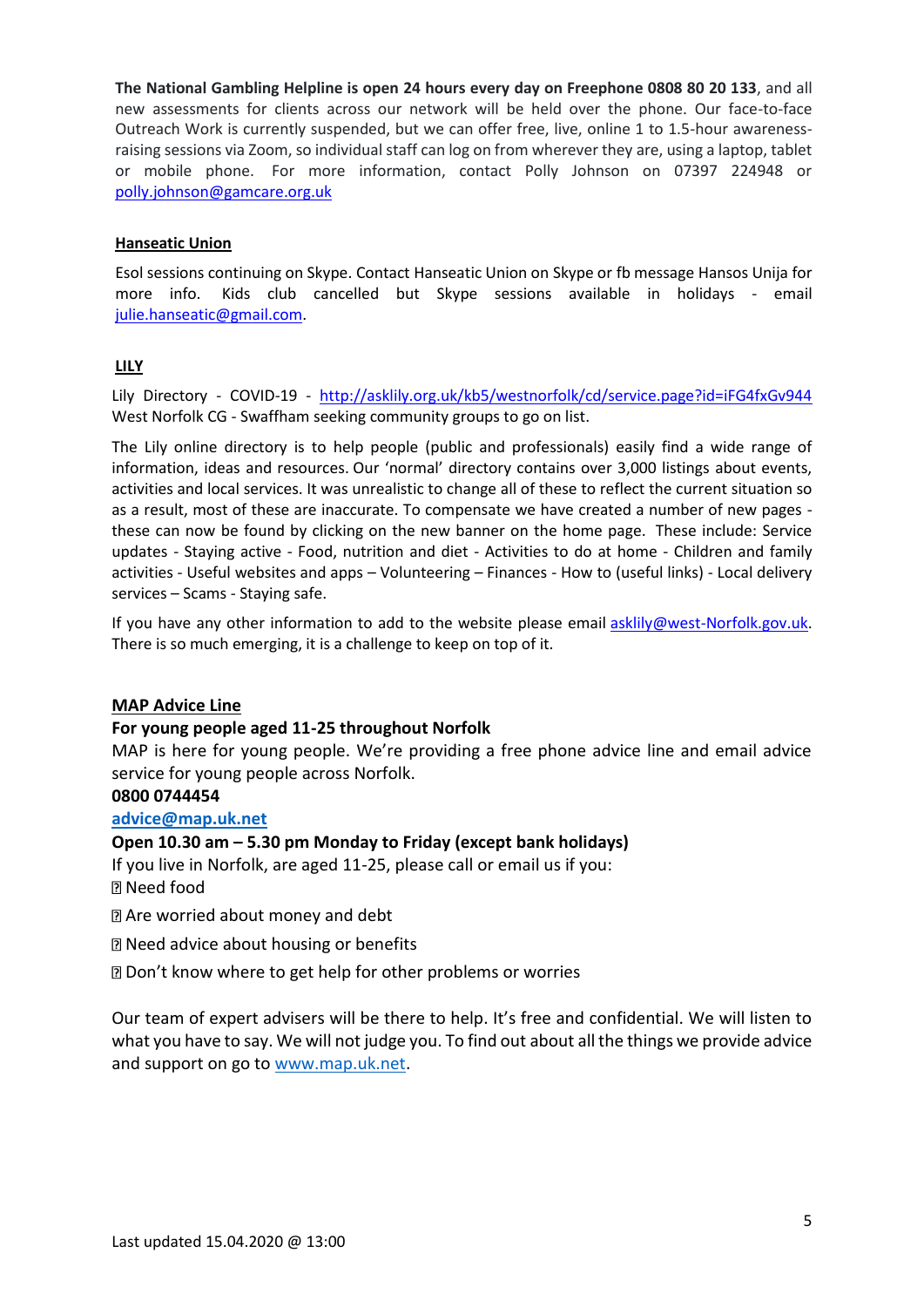**The National Gambling Helpline is open 24 hours every day on Freephone 0808 80 20 133**, and all new assessments for clients across our network will be held over the phone. Our face-to-face Outreach Work is currently suspended, but we can offer free, live, online 1 to 1.5-hour awareness-raising sessions via Zoom, so individual staff can log on from wherever they are, using a laptop, tablet or mobile phone. For more information, contact Polly Johnson on 07397 224948 or [polly.johnson@gamcare.org.uk](mailto:polly.johnson@gamcare.org.uk)

**Hanseatic Union**

Esol sessions continuing on Skype. Contact Hanseatic Union on Skype or fb message Hansos Unija for more info. Kids club cancelled but Skype sessions available in holidays - email [julie.hanseatic@gmail.com](mailto:julie.hanseatic@gmail.com).

**LILY**

Lily Directory - COVID-19 - [http://asklily.org.uk/kb5/westnorfolk/cd/service.page?id=iFG4fxGv944](http://asklily.org.uk/kb5/westnorfolk/cd/service.page?id=iFG4fxGv944)
West Norfolk CG - Swaffham seeking community groups to go on list.

The Lily online directory is to help people (public and professionals) easily find a wide range of information, ideas and resources. Our 'normal' directory contains over 3,000 listings about events, activities and local services. It was unrealistic to change all of these to reflect the current situation so as a result, most of these are inaccurate. To compensate we have created a number of new pages - these can now be found by clicking on the new banner on the home page. These include: Service updates - Staying active - Food, nutrition and diet - Activities to do at home - Children and family activities - Useful websites and apps – Volunteering – Finances - How to (useful links) - Local delivery services – Scams - Staying safe.

If you have any other information to add to the website please email [asklily@west-Norfolk.gov.uk](mailto:asklily@west-Norfolk.gov.uk). There is so much emerging, it is a challenge to keep on top of it.

**MAP Advice Line**

**For young people aged 11-25 throughout Norfolk**

MAP is here for young people. We're providing a free phone advice line and email advice service for young people across Norfolk.

**0800 0744454**

**[advice@map.uk.net](mailto:advice@map.uk.net)**

**Open 10.30 am – 5.30 pm Monday to Friday (except bank holidays)**

If you live in Norfolk, are aged 11-25, please call or email us if you:

- Need food
- Are worried about money and debt
- Need advice about housing or benefits
- Don't know where to get help for other problems or worries

Our team of expert advisers will be there to help. It's free and confidential. We will listen to what you have to say. We will not judge you. To find out about all the things we provide advice and support on go to [www.map.uk.net](http://www.map.uk.net).

Last updated 15.04.2020 @ 13:00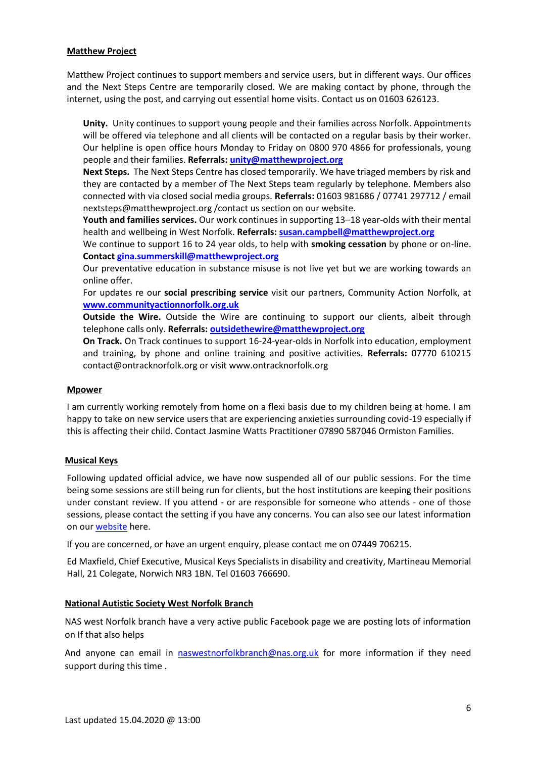**Matthew Project**

Matthew Project continues to support members and service users, but in different ways. Our offices and the Next Steps Centre are temporarily closed. We are making contact by phone, through the internet, using the post, and carrying out essential home visits. Contact us on 01603 626123.

**Unity.** Unity continues to support young people and their families across Norfolk. Appointments will be offered via telephone and all clients will be contacted on a regular basis by their worker. Our helpline is open office hours Monday to Friday on 0800 970 4866 for professionals, young people and their families. **Referrals: unity@matthewproject.org**

**Next Steps.** The Next Steps Centre has closed temporarily. We have triaged members by risk and they are contacted by a member of The Next Steps team regularly by telephone. Members also connected with via closed social media groups. **Referrals:** 01603 981686 / 07741 297712 / email nextsteps@matthewproject.org /contact us section on our website.

**Youth and families services.** Our work continues in supporting 13–18 year-olds with their mental health and wellbeing in West Norfolk. **Referrals: susan.campbell@matthewproject.org**

We continue to support 16 to 24 year olds, to help with **smoking cessation** by phone or on-line. **Contact gina.summerskill@matthewproject.org**

Our preventative education in substance misuse is not live yet but we are working towards an online offer.

For updates re our **social prescribing service** visit our partners, Community Action Norfolk, at **www.communityactionnorfolk.org.uk**

**Outside the Wire.** Outside the Wire are continuing to support our clients, albeit through telephone calls only. **Referrals: outsidethewire@matthewproject.org**

**On Track.** On Track continues to support 16-24-year-olds in Norfolk into education, employment and training, by phone and online training and positive activities. **Referrals:** 07770 610215 contact@ontracknorfolk.org or visit www.ontracknorfolk.org

**Mpower**

I am currently working remotely from home on a flexi basis due to my children being at home. I am happy to take on new service users that are experiencing anxieties surrounding covid-19 especially if this is affecting their child. Contact Jasmine Watts Practitioner 07890 587046 Ormiston Families.

**Musical Keys**

Following updated official advice, we have now suspended all of our public sessions. For the time being some sessions are still being run for clients, but the host institutions are keeping their positions under constant review. If you attend - or are responsible for someone who attends - one of those sessions, please contact the setting if you have any concerns. You can also see our latest information on our website here.

If you are concerned, or have an urgent enquiry, please contact me on 07449 706215.

Ed Maxfield, Chief Executive, Musical Keys Specialists in disability and creativity, Martineau Memorial Hall, 21 Colegate, Norwich NR3 1BN. Tel 01603 766690.

**National Autistic Society West Norfolk Branch**

NAS west Norfolk branch have a very active public Facebook page we are posting lots of information on If that also helps

And anyone can email in naswestnorfolkbranch@nas.org.uk for more information if they need support during this time .

Last updated 15.04.2020 @ 13:00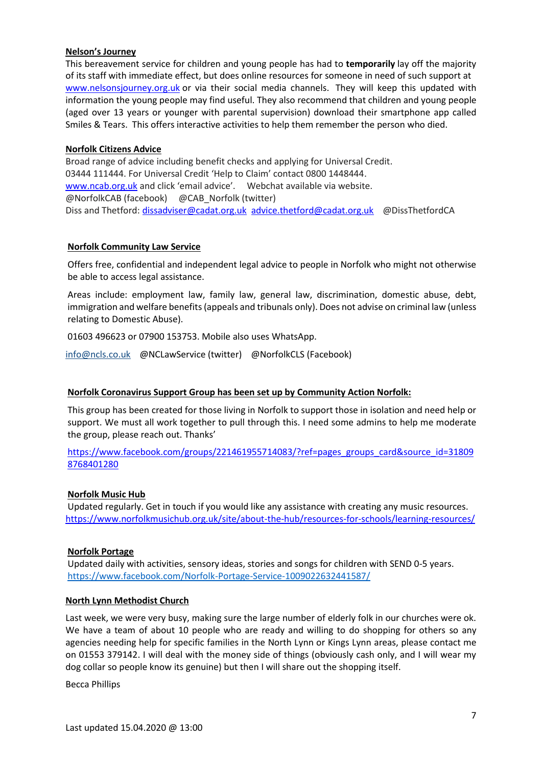**Nelson's Journey**

This bereavement service for children and young people has had to **temporarily** lay off the majority of its staff with immediate effect, but does online resources for someone in need of such support at www.nelsonsjourney.org.uk or via their social media channels. They will keep this updated with information the young people may find useful. They also recommend that children and young people (aged over 13 years or younger with parental supervision) download their smartphone app called Smiles & Tears. This offers interactive activities to help them remember the person who died.

**Norfolk Citizens Advice**

Broad range of advice including benefit checks and applying for Universal Credit.
03444 111444. For Universal Credit 'Help to Claim' contact 0800 1448444.
www.ncab.org.uk and click 'email advice'. Webchat available via website.
@NorfolkCAB (facebook) @CAB_Norfolk (twitter)
Diss and Thetford: dissadviser@cadat.org.uk advice.thetford@cadat.org.uk @DissThetfordCA

**Norfolk Community Law Service**

Offers free, confidential and independent legal advice to people in Norfolk who might not otherwise be able to access legal assistance.

Areas include: employment law, family law, general law, discrimination, domestic abuse, debt, immigration and welfare benefits (appeals and tribunals only). Does not advise on criminal law (unless relating to Domestic Abuse).

01603 496623 or 07900 153753. Mobile also uses WhatsApp.

info@ncls.co.uk @NCLawService (twitter) @NorfolkCLS (Facebook)

**Norfolk Coronavirus Support Group has been set up by Community Action Norfolk:**

This group has been created for those living in Norfolk to support those in isolation and need help or support. We must all work together to pull through this. I need some admins to help me moderate the group, please reach out. Thanks'

https://www.facebook.com/groups/221461955714083/?ref=pages_groups_card&source_id=318098768401280

**Norfolk Music Hub**

Updated regularly. Get in touch if you would like any assistance with creating any music resources.
https://www.norfolkmusichub.org.uk/site/about-the-hub/resources-for-schools/learning-resources/

**Norfolk Portage**

Updated daily with activities, sensory ideas, stories and songs for children with SEND 0-5 years.
https://www.facebook.com/Norfolk-Portage-Service-1009022632441587/

**North Lynn Methodist Church**

Last week, we were very busy, making sure the large number of elderly folk in our churches were ok. We have a team of about 10 people who are ready and willing to do shopping for others so any agencies needing help for specific families in the North Lynn or Kings Lynn areas, please contact me on 01553 379142. I will deal with the money side of things (obviously cash only, and I will wear my dog collar so people know its genuine) but then I will share out the shopping itself.

Becca Phillips

Last updated 15.04.2020 @ 13:00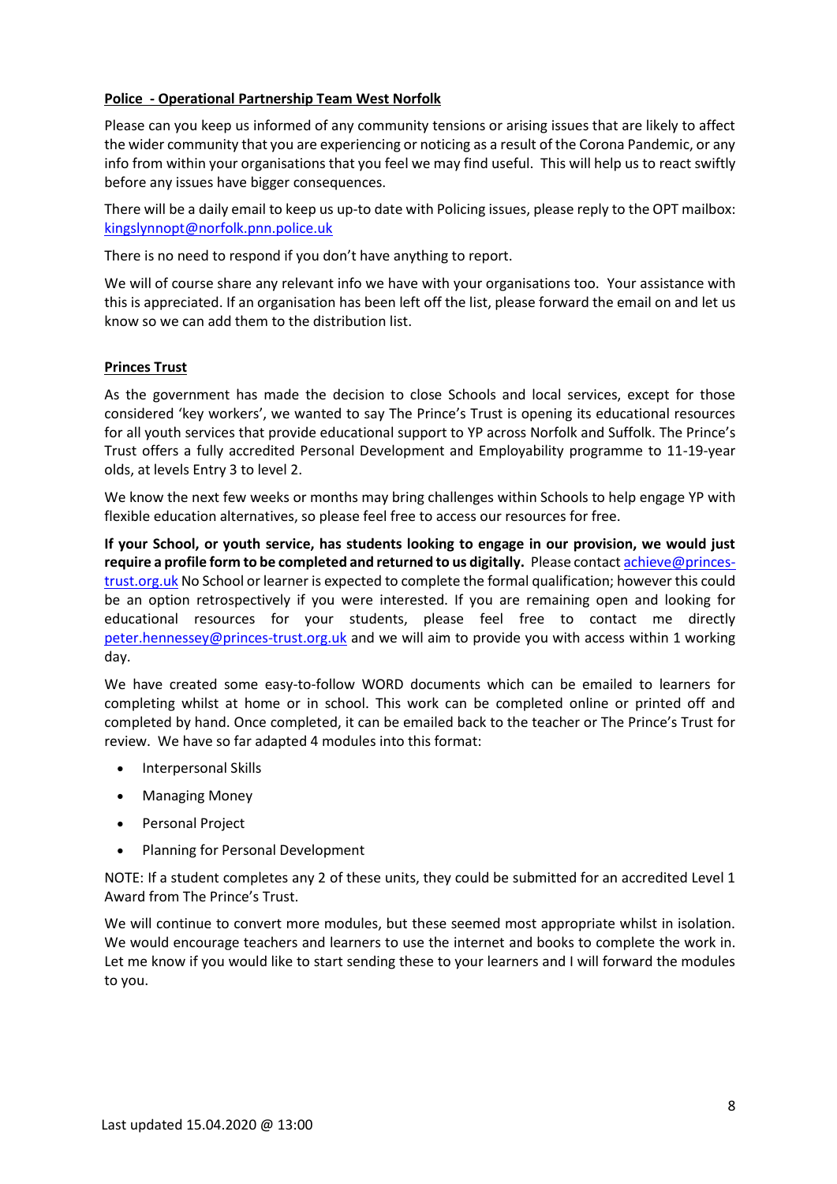**Police - Operational Partnership Team West Norfolk**

Please can you keep us informed of any community tensions or arising issues that are likely to affect the wider community that you are experiencing or noticing as a result of the Corona Pandemic, or any info from within your organisations that you feel we may find useful. This will help us to react swiftly before any issues have bigger consequences.

There will be a daily email to keep us up-to date with Policing issues, please reply to the OPT mailbox: kingslynnopt@norfolk.pnn.police.uk

There is no need to respond if you don't have anything to report.

We will of course share any relevant info we have with your organisations too. Your assistance with this is appreciated. If an organisation has been left off the list, please forward the email on and let us know so we can add them to the distribution list.

**Princes Trust**

As the government has made the decision to close Schools and local services, except for those considered 'key workers', we wanted to say The Prince's Trust is opening its educational resources for all youth services that provide educational support to YP across Norfolk and Suffolk. The Prince's Trust offers a fully accredited Personal Development and Employability programme to 11-19-year olds, at levels Entry 3 to level 2.

We know the next few weeks or months may bring challenges within Schools to help engage YP with flexible education alternatives, so please feel free to access our resources for free.

**If your School, or youth service, has students looking to engage in our provision, we would just require a profile form to be completed and returned to us digitally.** Please contact achieve@princes-trust.org.uk No School or learner is expected to complete the formal qualification; however this could be an option retrospectively if you were interested. If you are remaining open and looking for educational resources for your students, please feel free to contact me directly peter.hennessey@princes-trust.org.uk and we will aim to provide you with access within 1 working day.

We have created some easy-to-follow WORD documents which can be emailed to learners for completing whilst at home or in school. This work can be completed online or printed off and completed by hand. Once completed, it can be emailed back to the teacher or The Prince's Trust for review. We have so far adapted 4 modules into this format:

- Interpersonal Skills
- Managing Money
- Personal Project
- Planning for Personal Development

NOTE: If a student completes any 2 of these units, they could be submitted for an accredited Level 1 Award from The Prince's Trust.

We will continue to convert more modules, but these seemed most appropriate whilst in isolation. We would encourage teachers and learners to use the internet and books to complete the work in. Let me know if you would like to start sending these to your learners and I will forward the modules to you.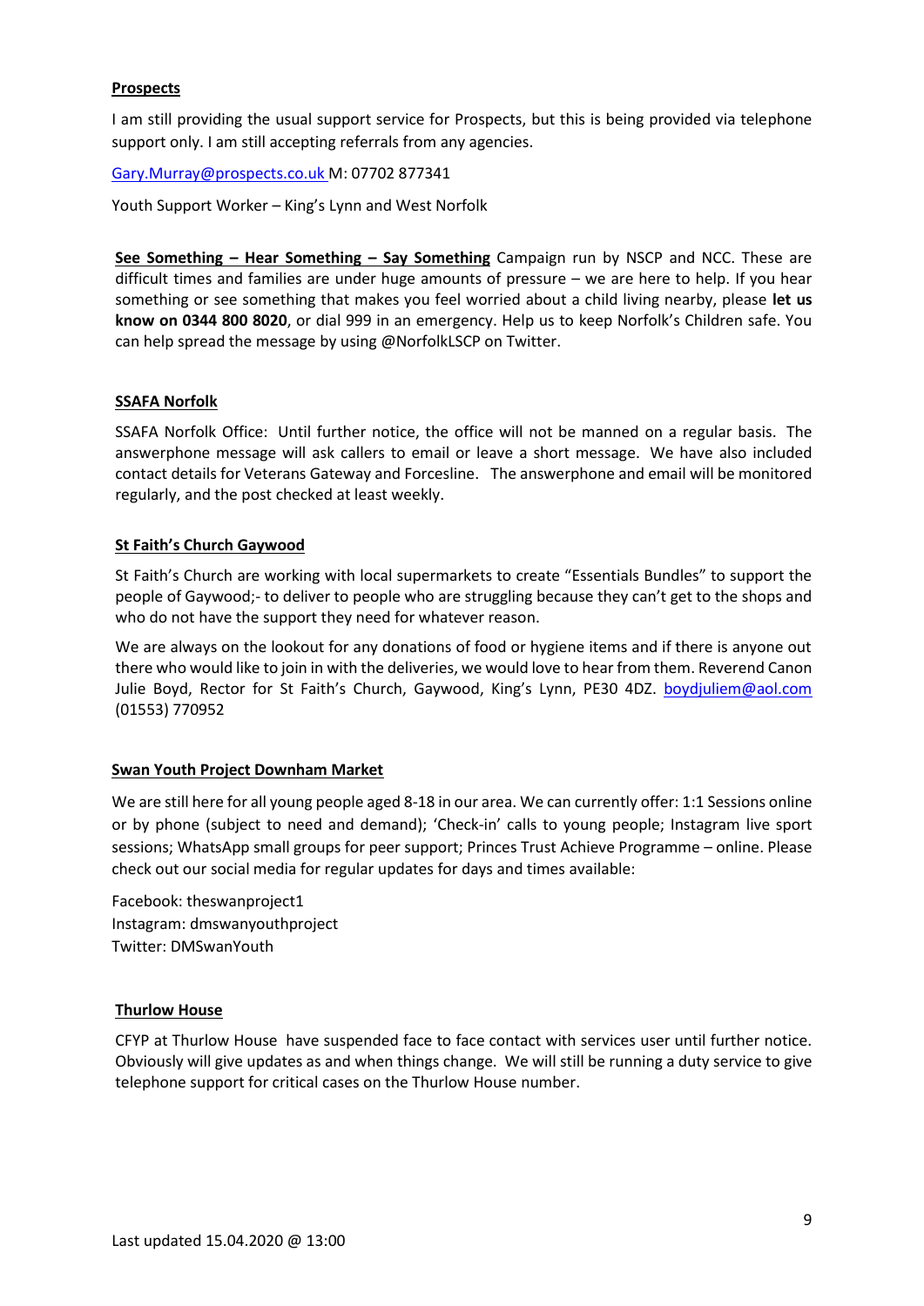**Prospects**

I am still providing the usual support service for Prospects, but this is being provided via telephone support only. I am still accepting referrals from any agencies.

Gary.Murray@prospects.co.uk M: 07702 877341

Youth Support Worker – King's Lynn and West Norfolk

**See Something – Hear Something – Say Something** Campaign run by NSCP and NCC. These are difficult times and families are under huge amounts of pressure – we are here to help. If you hear something or see something that makes you feel worried about a child living nearby, please **let us know on 0344 800 8020**, or dial 999 in an emergency. Help us to keep Norfolk's Children safe. You can help spread the message by using @NorfolkLSCP on Twitter.

**SSAFA Norfolk**

SSAFA Norfolk Office: Until further notice, the office will not be manned on a regular basis. The answerphone message will ask callers to email or leave a short message. We have also included contact details for Veterans Gateway and Forcesline. The answerphone and email will be monitored regularly, and the post checked at least weekly.

**St Faith's Church Gaywood**

St Faith's Church are working with local supermarkets to create "Essentials Bundles" to support the people of Gaywood;- to deliver to people who are struggling because they can't get to the shops and who do not have the support they need for whatever reason.

We are always on the lookout for any donations of food or hygiene items and if there is anyone out there who would like to join in with the deliveries, we would love to hear from them. Reverend Canon Julie Boyd, Rector for St Faith's Church, Gaywood, King's Lynn, PE30 4DZ. boydjuliem@aol.com (01553) 770952

**Swan Youth Project Downham Market**

We are still here for all young people aged 8-18 in our area. We can currently offer: 1:1 Sessions online or by phone (subject to need and demand); 'Check-in' calls to young people; Instagram live sport sessions; WhatsApp small groups for peer support; Princes Trust Achieve Programme – online. Please check out our social media for regular updates for days and times available:

Facebook: theswanproject1
Instagram: dmswanyouthproject
Twitter: DMSwanYouth

**Thurlow House**

CFYP at Thurlow House have suspended face to face contact with services user until further notice. Obviously will give updates as and when things change. We will still be running a duty service to give telephone support for critical cases on the Thurlow House number.

Last updated 15.04.2020 @ 13:00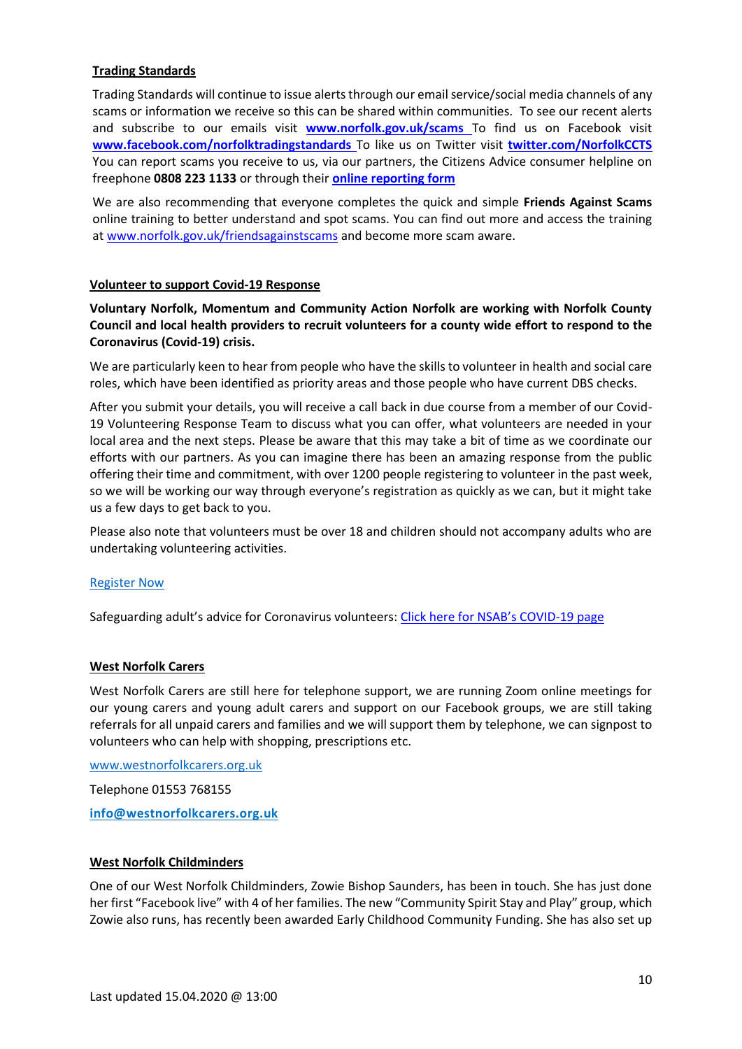**Trading Standards**

Trading Standards will continue to issue alerts through our email service/social media channels of any scams or information we receive so this can be shared within communities. To see our recent alerts and subscribe to our emails visit **www.norfolk.gov.uk/scams** To find us on Facebook visit **www.facebook.com/norfolktradingstandards** To like us on Twitter visit **twitter.com/NorfolkCCTS** You can report scams you receive to us, via our partners, the Citizens Advice consumer helpline on freephone **0808 223 1133** or through their **online reporting form**

We are also recommending that everyone completes the quick and simple **Friends Against Scams** online training to better understand and spot scams. You can find out more and access the training at www.norfolk.gov.uk/friendsagainstscams and become more scam aware.

**Volunteer to support Covid-19 Response**

**Voluntary Norfolk, Momentum and Community Action Norfolk are working with Norfolk County Council and local health providers to recruit volunteers for a county wide effort to respond to the Coronavirus (Covid-19) crisis.**

We are particularly keen to hear from people who have the skills to volunteer in health and social care roles, which have been identified as priority areas and those people who have current DBS checks.

After you submit your details, you will receive a call back in due course from a member of our Covid-19 Volunteering Response Team to discuss what you can offer, what volunteers are needed in your local area and the next steps. Please be aware that this may take a bit of time as we coordinate our efforts with our partners. As you can imagine there has been an amazing response from the public offering their time and commitment, with over 1200 people registering to volunteer in the past week, so we will be working our way through everyone's registration as quickly as we can, but it might take us a few days to get back to you.

Please also note that volunteers must be over 18 and children should not accompany adults who are undertaking volunteering activities.

Register Now

Safeguarding adult's advice for Coronavirus volunteers: Click here for NSAB's COVID-19 page

**West Norfolk Carers**

West Norfolk Carers are still here for telephone support, we are running Zoom online meetings for our young carers and young adult carers and support on our Facebook groups, we are still taking referrals for all unpaid carers and families and we will support them by telephone, we can signpost to volunteers who can help with shopping, prescriptions etc.

www.westnorfolkcarers.org.uk

Telephone 01553 768155

**info@westnorfolkcarers.org.uk**

**West Norfolk Childminders**

One of our West Norfolk Childminders, Zowie Bishop Saunders, has been in touch. She has just done her first "Facebook live" with 4 of her families. The new "Community Spirit Stay and Play" group, which Zowie also runs, has recently been awarded Early Childhood Community Funding. She has also set up

Last updated 15.04.2020 @ 13:00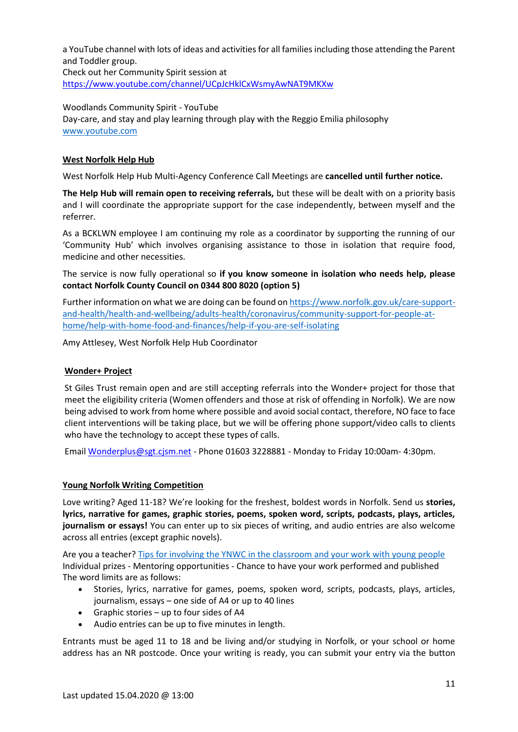a YouTube channel with lots of ideas and activities for all families including those attending the Parent and Toddler group.
Check out her Community Spirit session at
https://www.youtube.com/channel/UCpJcHklCxWsmyAwNAT9MKXw

Woodlands Community Spirit - YouTube
Day-care, and stay and play learning through play with the Reggio Emilia philosophy
www.youtube.com

**West Norfolk Help Hub**

West Norfolk Help Hub Multi-Agency Conference Call Meetings are **cancelled until further notice.**

**The Help Hub will remain open to receiving referrals,** but these will be dealt with on a priority basis and I will coordinate the appropriate support for the case independently, between myself and the referrer.

As a BCKLWN employee I am continuing my role as a coordinator by supporting the running of our 'Community Hub' which involves organising assistance to those in isolation that require food, medicine and other necessities.

The service is now fully operational so **if you know someone in isolation who needs help, please contact Norfolk County Council on 0344 800 8020 (option 5)**

Further information on what we are doing can be found on https://www.norfolk.gov.uk/care-support-and-health/health-and-wellbeing/adults-health/coronavirus/community-support-for-people-at-home/help-with-home-food-and-finances/help-if-you-are-self-isolating

Amy Attlesey, West Norfolk Help Hub Coordinator

**Wonder+ Project**

St Giles Trust remain open and are still accepting referrals into the Wonder+ project for those that meet the eligibility criteria (Women offenders and those at risk of offending in Norfolk). We are now being advised to work from home where possible and avoid social contact, therefore, NO face to face client interventions will be taking place, but we will be offering phone support/video calls to clients who have the technology to accept these types of calls.

Email Wonderplus@sgt.cjsm.net - Phone 01603 3228881 - Monday to Friday 10:00am- 4:30pm.

**Young Norfolk Writing Competition**

Love writing? Aged 11-18? We're looking for the freshest, boldest words in Norfolk. Send us **stories, lyrics, narrative for games, graphic stories, poems, spoken word, scripts, podcasts, plays, articles, journalism or essays!** You can enter up to six pieces of writing, and audio entries are also welcome across all entries (except graphic novels).

Are you a teacher? Tips for involving the YNWC in the classroom and your work with young people
Individual prizes - Mentoring opportunities - Chance to have your work performed and published
The word limits are as follows:

- Stories, lyrics, narrative for games, poems, spoken word, scripts, podcasts, plays, articles, journalism, essays – one side of A4 or up to 40 lines
- Graphic stories – up to four sides of A4
- Audio entries can be up to five minutes in length.

Entrants must be aged 11 to 18 and be living and/or studying in Norfolk, or your school or home address has an NR postcode. Once your writing is ready, you can submit your entry via the button

Last updated 15.04.2020 @ 13:00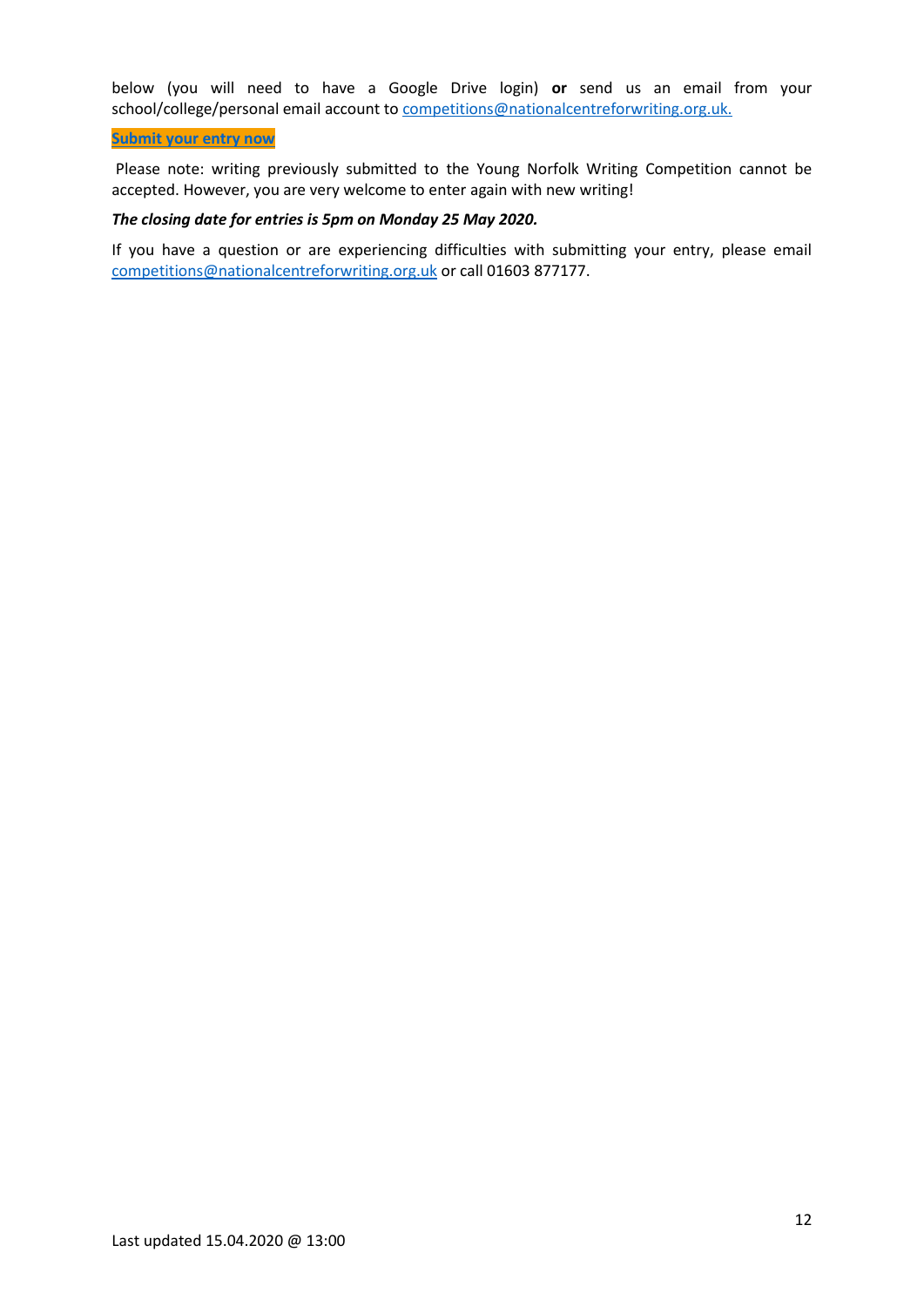below (you will need to have a Google Drive login) **or** send us an email from your school/college/personal email account to competitions@nationalcentreforwriting.org.uk.

**Submit your entry now**

Please note: writing previously submitted to the Young Norfolk Writing Competition cannot be accepted. However, you are very welcome to enter again with new writing!

***The closing date for entries is 5pm on Monday 25 May 2020.***

If you have a question or are experiencing difficulties with submitting your entry, please email competitions@nationalcentreforwriting.org.uk or call 01603 877177.

Last updated 15.04.2020 @ 13:00